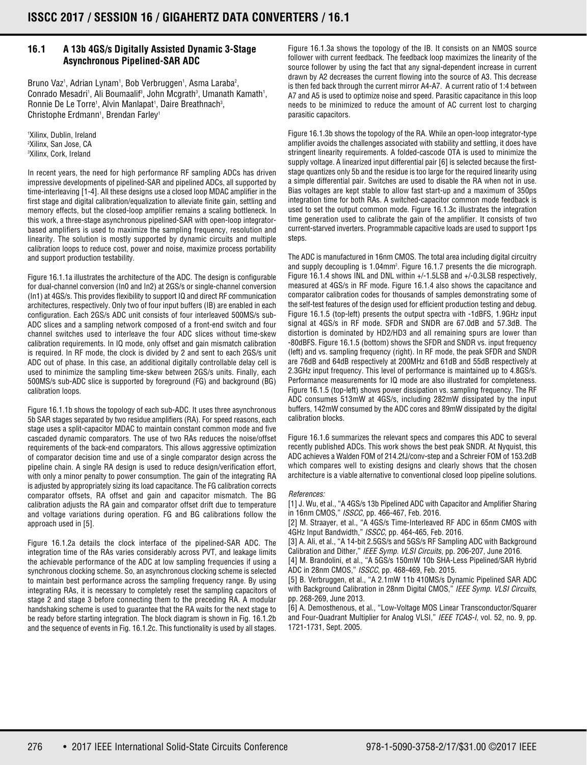## 16.1 A 13b 4GS/s Digitally Assisted Dynamic 3-Stage Asynchronous Pipelined-SAR ADC

Bruno Vaz[1], Adrian Lynam[1], Bob Verbruggen[1], Asma Laraba[2], Conrado Mesadri[1], Ali Boumaalif[3], John Mcgrath[3], Umanath Kamath[1], Ronnie De Le Torre[1], Alvin Manlapat[1], Daire Breathnach[3], Christophe Erdmann[1], Brendan Farley[1]

[1]Xilinx, Dublin, Ireland
[2]Xilinx, San Jose, CA
[3]Xilinx, Cork, Ireland

In recent years, the need for high performance RF sampling ADCs has driven impressive developments of pipelined-SAR and pipelined ADCs, all supported by time-interleaving [1-4]. All these designs use a closed loop MDAC amplifier in the first stage and digital calibration/equalization to alleviate finite gain, settling and memory effects, but the closed-loop amplifier remains a scaling bottleneck. In this work, a three-stage asynchronous pipelined-SAR with open-loop integrator-based amplifiers is used to maximize the sampling frequency, resolution and linearity. The solution is mostly supported by dynamic circuits and multiple calibration loops to reduce cost, power and noise, maximize process portability and support production testability.

Figure 16.1.1a illustrates the architecture of the ADC. The design is configurable for dual-channel conversion (In0 and In2) at 2GS/s or single-channel conversion (In1) at 4GS/s. This provides flexibility to support IQ and direct RF communication architectures, respectively. Only two of four input buffers (IB) are enabled in each configuration. Each 2GS/s ADC unit consists of four interleaved 500MS/s sub-ADC slices and a sampling network composed of a front-end switch and four channel switches used to interleave the four ADC slices without time-skew calibration requirements. In IQ mode, only offset and gain mismatch calibration is required. In RF mode, the clock is divided by 2 and sent to each 2GS/s unit ADC out of phase. In this case, an additional digitally controllable delay cell is used to minimize the sampling time-skew between 2GS/s units. Finally, each 500MS/s sub-ADC slice is supported by foreground (FG) and background (BG) calibration loops.

Figure 16.1.1b shows the topology of each sub-ADC. It uses three asynchronous 5b SAR stages separated by two residue amplifiers (RA). For speed reasons, each stage uses a split-capacitor MDAC to maintain constant common mode and five cascaded dynamic comparators. The use of two RAs reduces the noise/offset requirements of the back-end comparators. This allows aggressive optimization of comparator decision time and use of a single comparator design across the pipeline chain. A single RA design is used to reduce design/verification effort, with only a minor penalty to power consumption. The gain of the integrating RA is adjusted by appropriately sizing its load capacitance. The FG calibration corrects comparator offsets, RA offset and gain and capacitor mismatch. The BG calibration adjusts the RA gain and comparator offset drift due to temperature and voltage variations during operation. FG and BG calibrations follow the approach used in [5].

Figure 16.1.2a details the clock interface of the pipelined-SAR ADC. The integration time of the RAs varies considerably across PVT, and leakage limits the achievable performance of the ADC at low sampling frequencies if using a synchronous clocking scheme. So, an asynchronous clocking scheme is selected to maintain best performance across the sampling frequency range. By using integrating RAs, it is necessary to completely reset the sampling capacitors of stage 2 and stage 3 before connecting them to the preceding RA. A modular handshaking scheme is used to guarantee that the RA waits for the next stage to be ready before starting integration. The block diagram is shown in Fig. 16.1.2b and the sequence of events in Fig. 16.1.2c. This functionality is used by all stages.

Figure 16.1.3a shows the topology of the IB. It consists on an NMOS source follower with current feedback. The feedback loop maximizes the linearity of the source follower by using the fact that any signal-dependent increase in current drawn by A2 decreases the current flowing into the source of A3. This decrease is then fed back through the current mirror A4-A7. A current ratio of 1:4 between A7 and A5 is used to optimize noise and speed. Parasitic capacitance in this loop needs to be minimized to reduce the amount of AC current lost to charging parasitic capacitors.

Figure 16.1.3b shows the topology of the RA. While an open-loop integrator-type amplifier avoids the challenges associated with stability and settling, it does have stringent linearity requirements. A folded-cascode OTA is used to minimize the supply voltage. A linearized input differential pair [6] is selected because the first-stage quantizes only 5b and the residue is too large for the required linearity using a simple differential pair. Switches are used to disable the RA when not in use. Bias voltages are kept stable to allow fast start-up and a maximum of 350ps integration time for both RAs. A switched-capacitor common mode feedback is used to set the output common mode. Figure 16.1.3c illustrates the integration time generation used to calibrate the gain of the amplifier. It consists of two current-starved inverters. Programmable capacitive loads are used to support 1ps steps.

The ADC is manufactured in 16nm CMOS. The total area including digital circuitry and supply decoupling is 1.04mm$^2$. Figure 16.1.7 presents the die micrograph. Figure 16.1.4 shows INL and DNL within +/-1.5LSB and +/-0.3LSB respectively, measured at 4GS/s in RF mode. Figure 16.1.4 also shows the capacitance and comparator calibration codes for thousands of samples demonstrating some of the self-test features of the design used for efficient production testing and debug. Figure 16.1.5 (top-left) presents the output spectra with -1dBFS, 1.9GHz input signal at 4GS/s in RF mode. SFDR and SNDR are 67.0dB and 57.3dB. The distortion is dominated by HD2/HD3 and all remaining spurs are lower than -80dBFS. Figure 16.1.5 (bottom) shows the SFDR and SNDR vs. input frequency (left) and vs. sampling frequency (right). In RF mode, the peak SFDR and SNDR are 76dB and 64dB respectively at 200MHz and 61dB and 55dB respectively at 2.3GHz input frequency. This level of performance is maintained up to 4.8GS/s. Performance measurements for IQ mode are also illustrated for completeness. Figure 16.1.5 (top-left) shows power dissipation vs. sampling frequency. The RF ADC consumes 513mW at 4GS/s, including 282mW dissipated by the input buffers, 142mW consumed by the ADC cores and 89mW dissipated by the digital calibration blocks.

Figure 16.1.6 summarizes the relevant specs and compares this ADC to several recently published ADCs. This work shows the best peak SNDR. At Nyquist, this ADC achieves a Walden FOM of 214.2fJ/conv-step and a Schreier FOM of 153.2dB which compares well to existing designs and clearly shows that the chosen architecture is a viable alternative to conventional closed loop pipeline solutions.

*References:*

[1] J. Wu, et al., "A 4GS/s 13b Pipelined ADC with Capacitor and Amplifier Sharing in 16nm CMOS," *ISSCC*, pp. 466-467, Feb. 2016.

[2] M. Straayer, et al., "A 4GS/s Time-Interleaved RF ADC in 65nm CMOS with 4GHz Input Bandwidth," *ISSCC*, pp. 464-465, Feb. 2016.

[3] A. Ali, et al., "A 14-bit 2.5GS/s and 5GS/s RF Sampling ADC with Background Calibration and Dither," *IEEE Symp. VLSI Circuits*, pp. 206-207, June 2016.

[4] M. Brandolini, et al., "A 5GS/s 150mW 10b SHA-Less Pipelined/SAR Hybrid ADC in 28nm CMOS," *ISSCC*, pp. 468-469, Feb. 2015.

[5] B. Verbruggen, et al., "A 2.1mW 11b 410MS/s Dynamic Pipelined SAR ADC with Background Calibration in 28nm Digital CMOS," *IEEE Symp. VLSI Circuits*, pp. 268-269, June 2013.

[6] A. Demosthenous, et al., "Low-Voltage MOS Linear Transconductor/Squarer and Four-Quadrant Multiplier for Analog VLSI," *IEEE TCAS-I*, vol. 52, no. 9, pp. 1721-1731, Sept. 2005.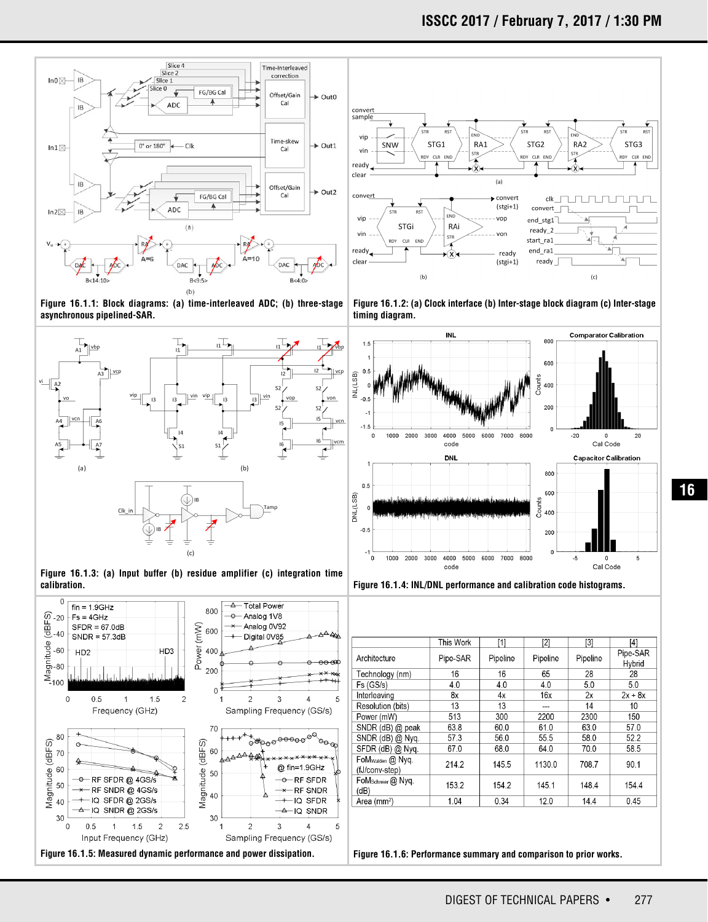Figure 16.1.1: Block diagrams: (a) time-interleaved ADC; (b) three-stage asynchronous pipelined-SAR.

Figure 16.1.2: (a) Clock interface (b) Inter-stage block diagram (c) Inter-stage timing diagram.

Figure 16.1.3: (a) Input buffer (b) residue amplifier (c) integration time calibration.

Figure 16.1.4: INL/DNL performance and calibration code histograms.

Figure 16.1.5: Measured dynamic performance and power dissipation.

| | This Work | [1] | [2] | [3] | [4] |
|---|---|---|---|---|---|
| Architecture | Pipe-SAR | Pipeline | Pipeline | Pipeline | Pipe-SAR Hybrid |
| Technology (nm) | 16 | 16 | 65 | 28 | 28 |
| Fs (GS/s) | 4.0 | 4.0 | 4.0 | 5.0 | 5.0 |
| Interleaving | 8x | 4x | 16x | 2x | 2x + 8x |
| Resolution (bits) | 13 | 13 | --- | 14 | 10 |
| Power (mW) | 513 | 300 | 2200 | 2300 | 150 |
| SNDR (dB) @ peak | 63.8 | 60.0 | 61.0 | 63.0 | 57.0 |
| SNDR (dB) @ Nyq. | 57.3 | 56.0 | 55.5 | 58.0 | 52.2 |
| SFDR (dB) @ Nyq. | 67.0 | 68.0 | 64.0 | 70.0 | 58.5 |
| $FoM_{Walden}$ @ Nyq. (fJ/conv-step) | 214.2 | 145.5 | 1130.0 | 708.7 | 90.1 |
| $FoM_{Schreier}$ @ Nyq. (dB) | 153.2 | 154.2 | 145.1 | 148.4 | 154.4 |
| Area (mm²) | 1.04 | 0.34 | 12.0 | 14.4 | 0.45 |

Figure 16.1.6: Performance summary and comparison to prior works.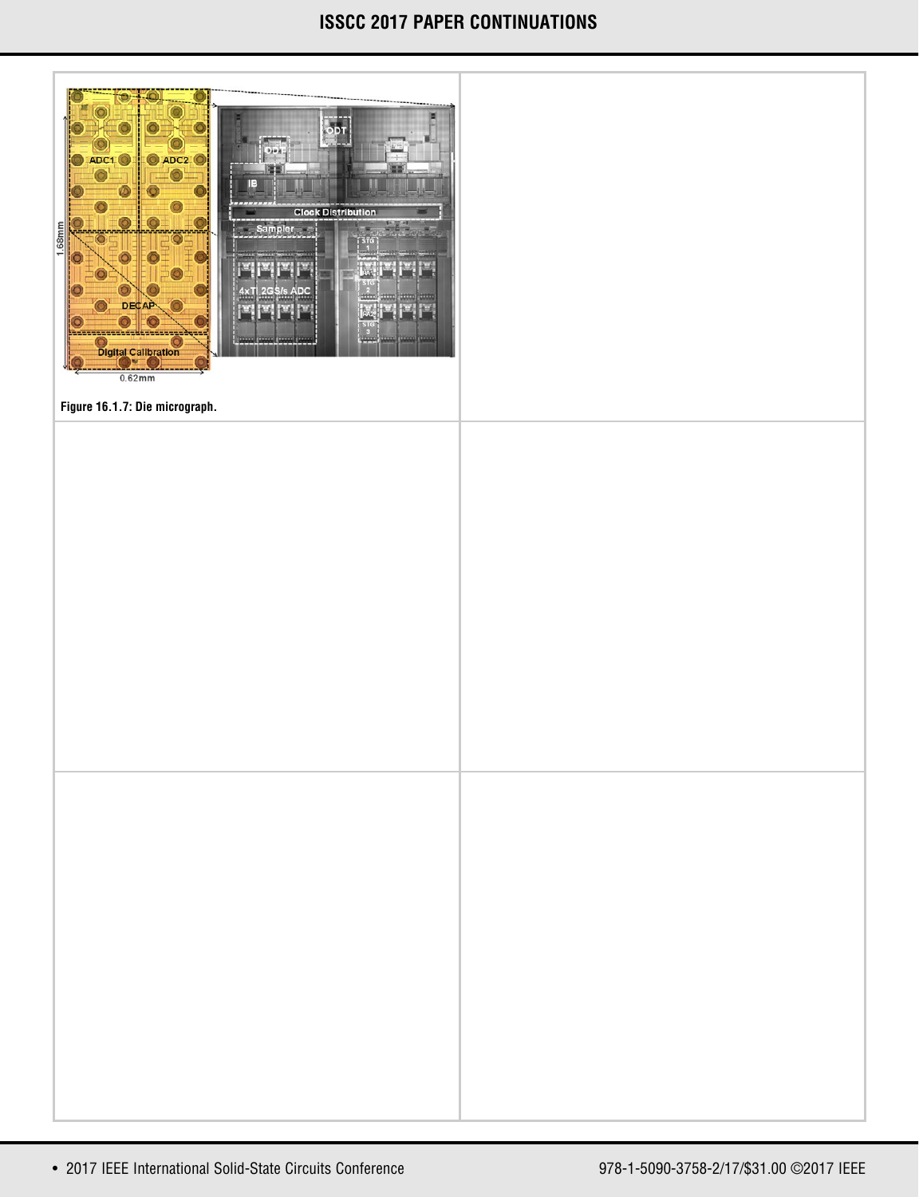Figure 16.1.7: Die micrograph.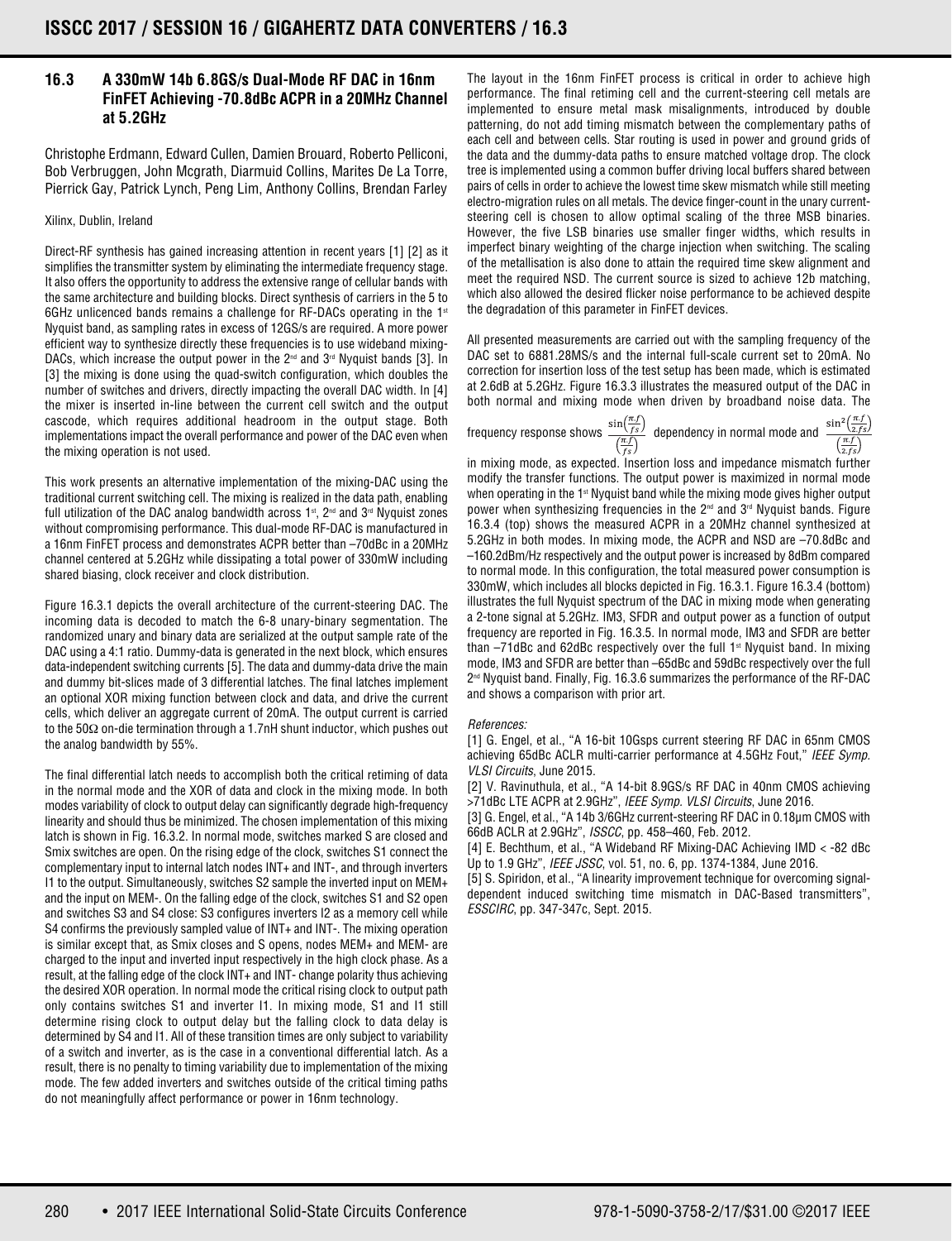## 16.3 A 330mW 14b 6.8GS/s Dual-Mode RF DAC in 16nm FinFET Achieving -70.8dBc ACPR in a 20MHz Channel at 5.2GHz

Christophe Erdmann, Edward Cullen, Damien Brouard, Roberto Pelliconi, Bob Verbruggen, John Mcgrath, Diarmuid Collins, Marites De La Torre, Pierrick Gay, Patrick Lynch, Peng Lim, Anthony Collins, Brendan Farley

Xilinx, Dublin, Ireland

Direct-RF synthesis has gained increasing attention in recent years [1] [2] as it simplifies the transmitter system by eliminating the intermediate frequency stage. It also offers the opportunity to address the extensive range of cellular bands with the same architecture and building blocks. Direct synthesis of carriers in the 5 to 6GHz unlicenced bands remains a challenge for RF-DACs operating in the 1st Nyquist band, as sampling rates in excess of 12GS/s are required. A more power efficient way to synthesize directly these frequencies is to use wideband mixing-DACs, which increase the output power in the 2nd and 3rd Nyquist bands [3]. In [3] the mixing is done using the quad-switch configuration, which doubles the number of switches and drivers, directly impacting the overall DAC width. In [4] the mixer is inserted in-line between the current cell switch and the output cascode, which requires additional headroom in the output stage. Both implementations impact the overall performance and power of the DAC even when the mixing operation is not used.

This work presents an alternative implementation of the mixing-DAC using the traditional current switching cell. The mixing is realized in the data path, enabling full utilization of the DAC analog bandwidth across 1st, 2nd and 3rd Nyquist zones without compromising performance. This dual-mode RF-DAC is manufactured in a 16nm FinFET process and demonstrates ACPR better than –70dBc in a 20MHz channel centered at 5.2GHz while dissipating a total power of 330mW including shared biasing, clock receiver and clock distribution.

Figure 16.3.1 depicts the overall architecture of the current-steering DAC. The incoming data is decoded to match the 6-8 unary-binary segmentation. The randomized unary and binary data are serialized at the output sample rate of the DAC using a 4:1 ratio. Dummy-data is generated in the next block, which ensures data-independent switching currents [5]. The data and dummy-data drive the main and dummy bit-slices made of 3 differential latches. The final latches implement an optional XOR mixing function between clock and data, and drive the current cells, which deliver an aggregate current of 20mA. The output current is carried to the 50Ω on-die termination through a 1.7nH shunt inductor, which pushes out the analog bandwidth by 55%.

The final differential latch needs to accomplish both the critical retiming of data in the normal mode and the XOR of data and clock in the mixing mode. In both modes variability of clock to output delay can significantly degrade high-frequency linearity and should thus be minimized. The chosen implementation of this mixing latch is shown in Fig. 16.3.2. In normal mode, switches marked S are closed and Smix switches are open. On the rising edge of the clock, switches S1 connect the complementary input to internal latch nodes INT+ and INT-, and through inverters I1 to the output. Simultaneously, switches S2 sample the inverted input on MEM+ and the input on MEM-. On the falling edge of the clock, switches S1 and S2 open and switches S3 and S4 close: S3 configures inverters I2 as a memory cell while S4 confirms the previously sampled value of INT+ and INT-. The mixing operation is similar except that, as Smix closes and S opens, nodes MEM+ and MEM- are charged to the input and inverted input respectively in the high clock phase. As a result, at the falling edge of the clock INT+ and INT- change polarity thus achieving the desired XOR operation. In normal mode the critical rising clock to output path only contains switches S1 and inverter I1. In mixing mode, S1 and I1 still determine rising clock to output delay but the falling clock to data delay is determined by S4 and I1. All of these transition times are only subject to variability of a switch and inverter, as is the case in a conventional differential latch. As a result, there is no penalty to timing variability due to implementation of the mixing mode. The few added inverters and switches outside of the critical timing paths do not meaningfully affect performance or power in 16nm technology.

The layout in the 16nm FinFET process is critical in order to achieve high performance. The final retiming cell and the current-steering cell metals are implemented to ensure metal mask misalignments, introduced by double patterning, do not add timing mismatch between the complementary paths of each cell and between cells. Star routing is used in power and ground grids of the data and the dummy-data paths to ensure matched voltage drop. The clock tree is implemented using a common buffer driving local buffers shared between pairs of cells in order to achieve the lowest time skew mismatch while still meeting electro-migration rules on all metals. The device finger-count in the unary current-steering cell is chosen to allow optimal scaling of the three MSB binaries. However, the five LSB binaries use smaller finger widths, which results in imperfect binary weighting of the charge injection when switching. The scaling of the metallisation is also done to attain the required time skew alignment and meet the required NSD. The current source is sized to achieve 12b matching, which also allowed the desired flicker noise performance to be achieved despite the degradation of this parameter in FinFET devices.

All presented measurements are carried out with the sampling frequency of the DAC set to 6881.28MS/s and the internal full-scale current set to 20mA. No correction for insertion loss of the test setup has been made, which is estimated at 2.6dB at 5.2GHz. Figure 16.3.3 illustrates the measured output of the DAC in both normal and mixing mode when driven by broadband noise data. The frequency response shows $\frac{\sin\left(\frac{\pi.f}{fs}\right)}{\left(\frac{\pi.f}{fs}\right)}$ dependency in normal mode and $\frac{\sin^2\left(\frac{\pi.f}{2.fs}\right)}{\left(\frac{\pi.f}{2.fs}\right)}$ in mixing mode, as expected. Insertion loss and impedance mismatch further modify the transfer functions. The output power is maximized in normal mode when operating in the 1st Nyquist band while the mixing mode gives higher output power when synthesizing frequencies in the 2nd and 3rd Nyquist bands. Figure 16.3.4 (top) shows the measured ACPR in a 20MHz channel synthesized at 5.2GHz in both modes. In mixing mode, the ACPR and NSD are –70.8dBc and –160.2dBm/Hz respectively and the output power is increased by 8dBm compared to normal mode. In this configuration, the total measured power consumption is 330mW, which includes all blocks depicted in Fig. 16.3.1. Figure 16.3.4 (bottom) illustrates the full Nyquist spectrum of the DAC in mixing mode when generating a 2-tone signal at 5.2GHz. IM3, SFDR and output power as a function of output frequency are reported in Fig. 16.3.5. In normal mode, IM3 and SFDR are better than –71dBc and 62dBc respectively over the full 1st Nyquist band. In mixing mode, IM3 and SFDR are better than –65dBc and 59dBc respectively over the full 2nd Nyquist band. Finally, Fig. 16.3.6 summarizes the performance of the RF-DAC and shows a comparison with prior art.

*References:*

[1] G. Engel, et al., "A 16-bit 10Gsps current steering RF DAC in 65nm CMOS achieving 65dBc ACLR multi-carrier performance at 4.5GHz Fout," *IEEE Symp. VLSI Circuits*, June 2015.

[2] V. Ravinuthula, et al., "A 14-bit 8.9GS/s RF DAC in 40nm CMOS achieving >71dBc LTE ACPR at 2.9GHz", *IEEE Symp. VLSI Circuits*, June 2016.

[3] G. Engel, et al., "A 14b 3/6GHz current-steering RF DAC in 0.18μm CMOS with 66dB ACLR at 2.9GHz", *ISSCC*, pp. 458–460, Feb. 2012.

[4] E. Bechthum, et al., "A Wideband RF Mixing-DAC Achieving IMD < -82 dBc Up to 1.9 GHz", *IEEE JSSC*, vol. 51, no. 6, pp. 1374-1384, June 2016.

[5] S. Spiridon, et al., "A linearity improvement technique for overcoming signal-dependent induced switching time mismatch in DAC-Based transmitters", *ESSCIRC*, pp. 347-347c, Sept. 2015.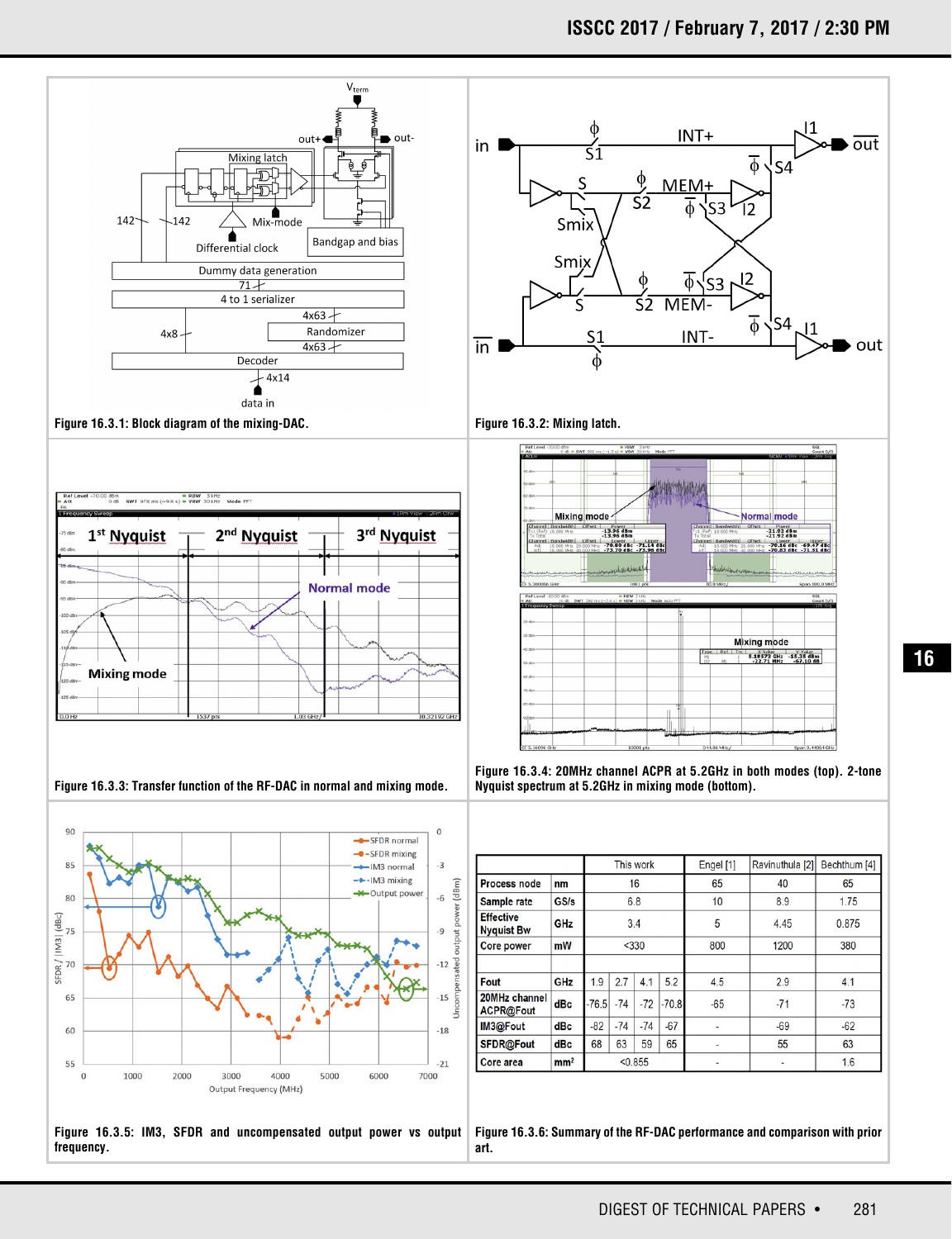Figure 16.3.1: Block diagram of the mixing-DAC.

Figure 16.3.2: Mixing latch.

Figure 16.3.3: Transfer function of the RF-DAC in normal and mixing mode.

Figure 16.3.4: 20MHz channel ACPR at 5.2GHz in both modes (top). 2-tone Nyquist spectrum at 5.2GHz in mixing mode (bottom).

Figure 16.3.5: IM3, SFDR and uncompensated output power vs output frequency.

| | | This work | | | | Engel [1] | Ravinuthula [2] | Bechthum [4] |
|---|---|---|---|---|---|---|---|---|
| Process node | nm | 16 | | | | 65 | 40 | 65 |
| Sample rate | GS/s | 6.8 | | | | 10 | 8.9 | 1.75 |
| Effective Nyquist Bw | GHz | 3.4 | | | | 5 | 4.45 | 0.875 |
| Core power | mW | <330 | | | | 800 | 1200 | 380 |
| | | | | | | | | |
| Fout | GHz | 1.9 | 2.7 | 4.1 | 5.2 | 4.5 | 2.9 | 4.1 |
| 20MHz channel ACPR@Fout | dBc | -76.5 | -74 | -72 | -70.8 | -65 | -71 | -73 |
| IM3@Fout | dBc | -82 | -74 | -74 | -67 | - | -69 | -62 |
| SFDR@Fout | dBc | 68 | 63 | 59 | 65 | - | 55 | 63 |
| Core area | mm² | <0.855 | | | | - | - | 1.6 |

Figure 16.3.6: Summary of the RF-DAC performance and comparison with prior art.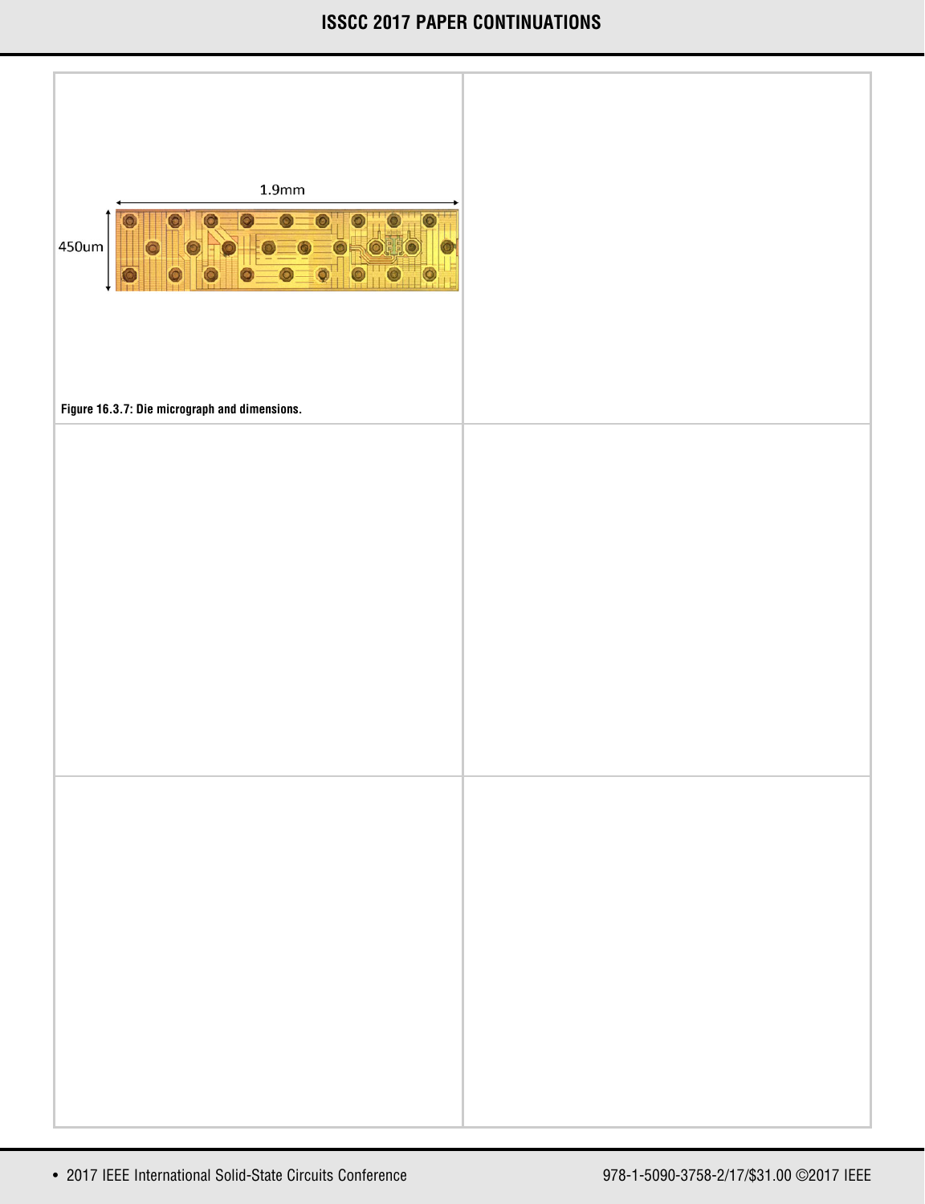1.9mm

450um

Figure 16.3.7: Die micrograph and dimensions.